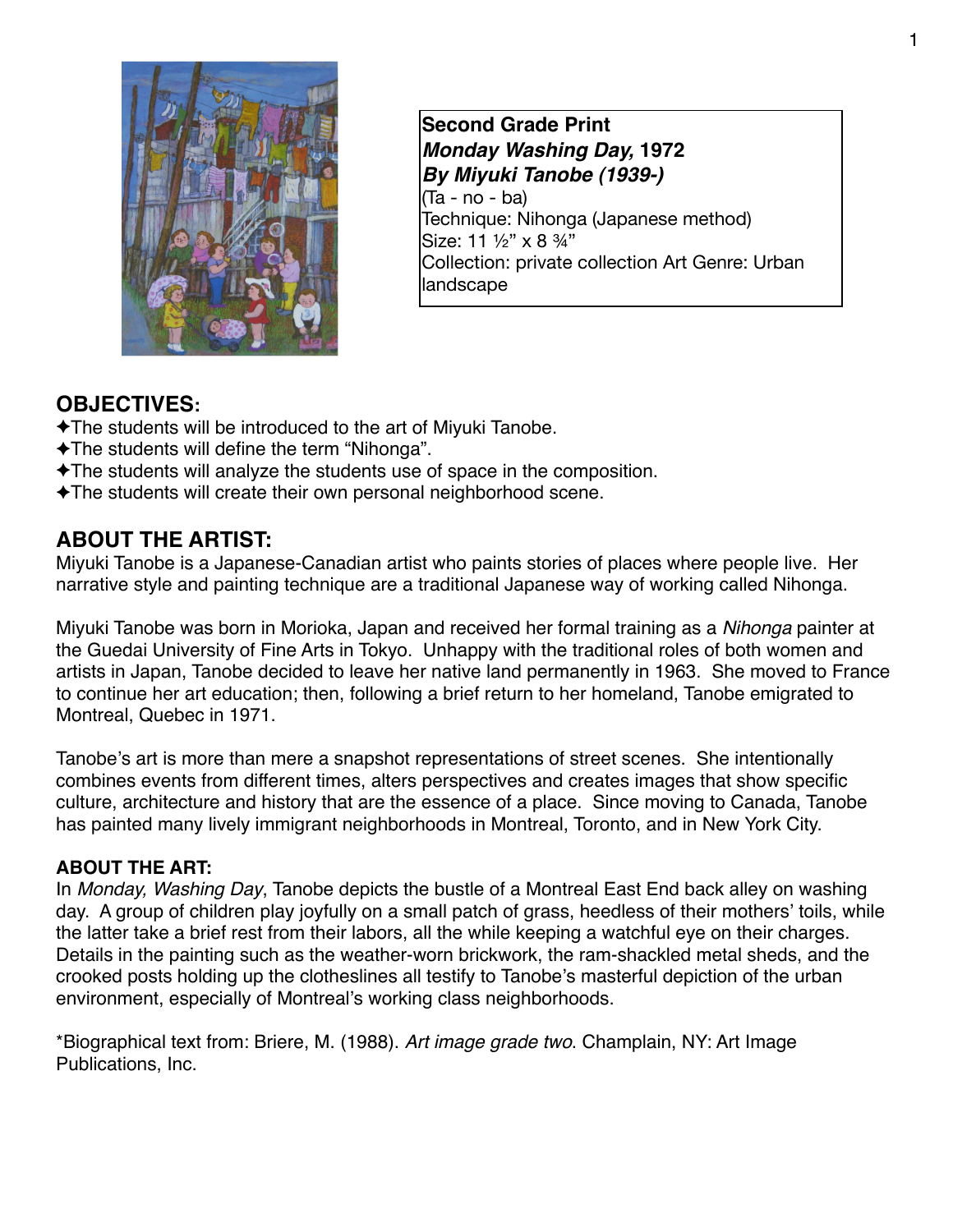**Second Grade Print**
***Monday Washing Day,* 1972**
***By Miyuki Tanobe (1939-)***
(Ta - no - ba)
Technique: Nihonga (Japanese method)
Size: 11 ½" x 8 ¾"
Collection: private collection Art Genre: Urban landscape

## OBJECTIVES:

- ✦The students will be introduced to the art of Miyuki Tanobe.
- ✦The students will define the term "Nihonga".
- ✦The students will analyze the students use of space in the composition.
- ✦The students will create their own personal neighborhood scene.

## ABOUT THE ARTIST:

Miyuki Tanobe is a Japanese-Canadian artist who paints stories of places where people live. Her narrative style and painting technique are a traditional Japanese way of working called Nihonga.

Miyuki Tanobe was born in Morioka, Japan and received her formal training as a *Nihonga* painter at the Guedai University of Fine Arts in Tokyo. Unhappy with the traditional roles of both women and artists in Japan, Tanobe decided to leave her native land permanently in 1963. She moved to France to continue her art education; then, following a brief return to her homeland, Tanobe emigrated to Montreal, Quebec in 1971.

Tanobe's art is more than mere a snapshot representations of street scenes. She intentionally combines events from different times, alters perspectives and creates images that show specific culture, architecture and history that are the essence of a place. Since moving to Canada, Tanobe has painted many lively immigrant neighborhoods in Montreal, Toronto, and in New York City.

### ABOUT THE ART:

In *Monday, Washing Day*, Tanobe depicts the bustle of a Montreal East End back alley on washing day. A group of children play joyfully on a small patch of grass, heedless of their mothers' toils, while the latter take a brief rest from their labors, all the while keeping a watchful eye on their charges. Details in the painting such as the weather-worn brickwork, the ram-shackled metal sheds, and the crooked posts holding up the clotheslines all testify to Tanobe's masterful depiction of the urban environment, especially of Montreal's working class neighborhoods.

*Biographical text from: Briere, M. (1988). *Art image grade two*. Champlain, NY: Art Image Publications, Inc.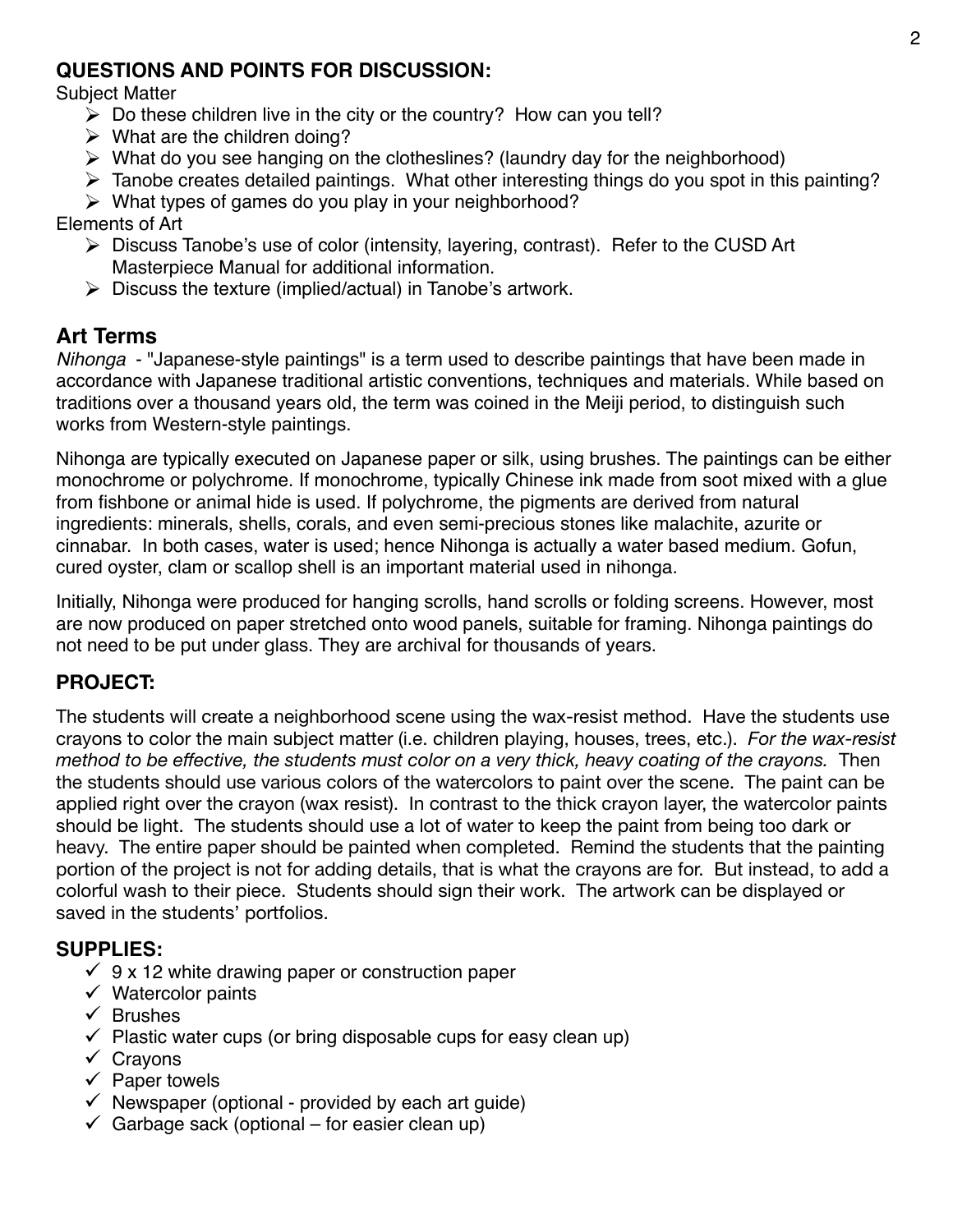## QUESTIONS AND POINTS FOR DISCUSSION:

Subject Matter

- Do these children live in the city or the country? How can you tell?
- What are the children doing?
- What do you see hanging on the clotheslines? (laundry day for the neighborhood)
- Tanobe creates detailed paintings. What other interesting things do you spot in this painting?
- What types of games do you play in your neighborhood?

Elements of Art

- Discuss Tanobe's use of color (intensity, layering, contrast). Refer to the CUSD Art Masterpiece Manual for additional information.
- Discuss the texture (implied/actual) in Tanobe's artwork.

## Art Terms

*Nihonga* - "Japanese-style paintings" is a term used to describe paintings that have been made in accordance with Japanese traditional artistic conventions, techniques and materials. While based on traditions over a thousand years old, the term was coined in the Meiji period, to distinguish such works from Western-style paintings.

Nihonga are typically executed on Japanese paper or silk, using brushes. The paintings can be either monochrome or polychrome. If monochrome, typically Chinese ink made from soot mixed with a glue from fishbone or animal hide is used. If polychrome, the pigments are derived from natural ingredients: minerals, shells, corals, and even semi-precious stones like malachite, azurite or cinnabar. In both cases, water is used; hence Nihonga is actually a water based medium. Gofun, cured oyster, clam or scallop shell is an important material used in nihonga.

Initially, Nihonga were produced for hanging scrolls, hand scrolls or folding screens. However, most are now produced on paper stretched onto wood panels, suitable for framing. Nihonga paintings do not need to be put under glass. They are archival for thousands of years.

## PROJECT:

The students will create a neighborhood scene using the wax-resist method. Have the students use crayons to color the main subject matter (i.e. children playing, houses, trees, etc.). *For the wax-resist method to be effective, the students must color on a very thick, heavy coating of the crayons.* Then the students should use various colors of the watercolors to paint over the scene. The paint can be applied right over the crayon (wax resist). In contrast to the thick crayon layer, the watercolor paints should be light. The students should use a lot of water to keep the paint from being too dark or heavy. The entire paper should be painted when completed. Remind the students that the painting portion of the project is not for adding details, that is what the crayons are for. But instead, to add a colorful wash to their piece. Students should sign their work. The artwork can be displayed or saved in the students' portfolios.

## SUPPLIES:

- 9 x 12 white drawing paper or construction paper
- Watercolor paints
- Brushes
- Plastic water cups (or bring disposable cups for easy clean up)
- Crayons
- Paper towels
- Newspaper (optional - provided by each art guide)
- Garbage sack (optional – for easier clean up)